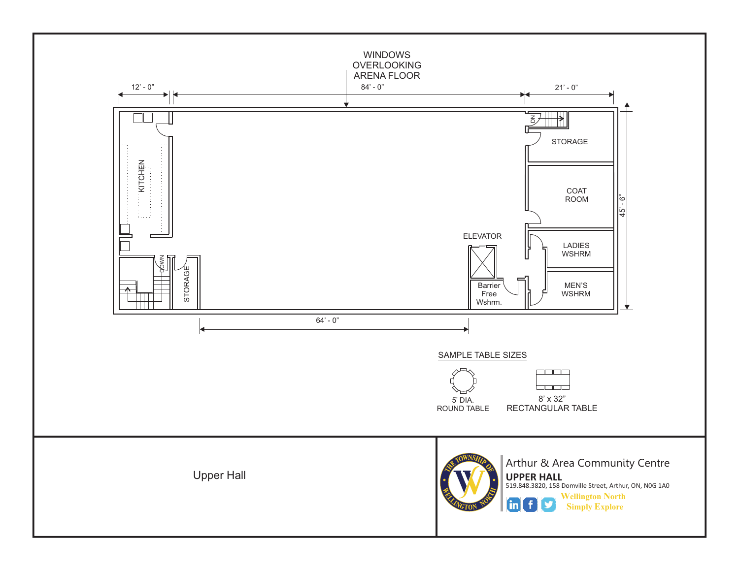WINDOWS OVERLOOKING ARENA FLOOR

12' - 0"

84' - 0"

21' - 0"

KITCHEN

DOWN

STORAGE

DN

STORAGE

COAT ROOM

45' - 6"

ELEVATOR

Barrier Free Wshrm.

LADIES WSHRM

MEN'S WSHRM

64' - 0"

SAMPLE TABLE SIZES

5' DIA. ROUND TABLE

8' x 32" RECTANGULAR TABLE

Upper Hall

Arthur & Area Community Centre

**UPPER HALL**

519.848.3820, 158 Domville Street, Arthur, ON, N0G 1A0

Wellington North
Simply Explore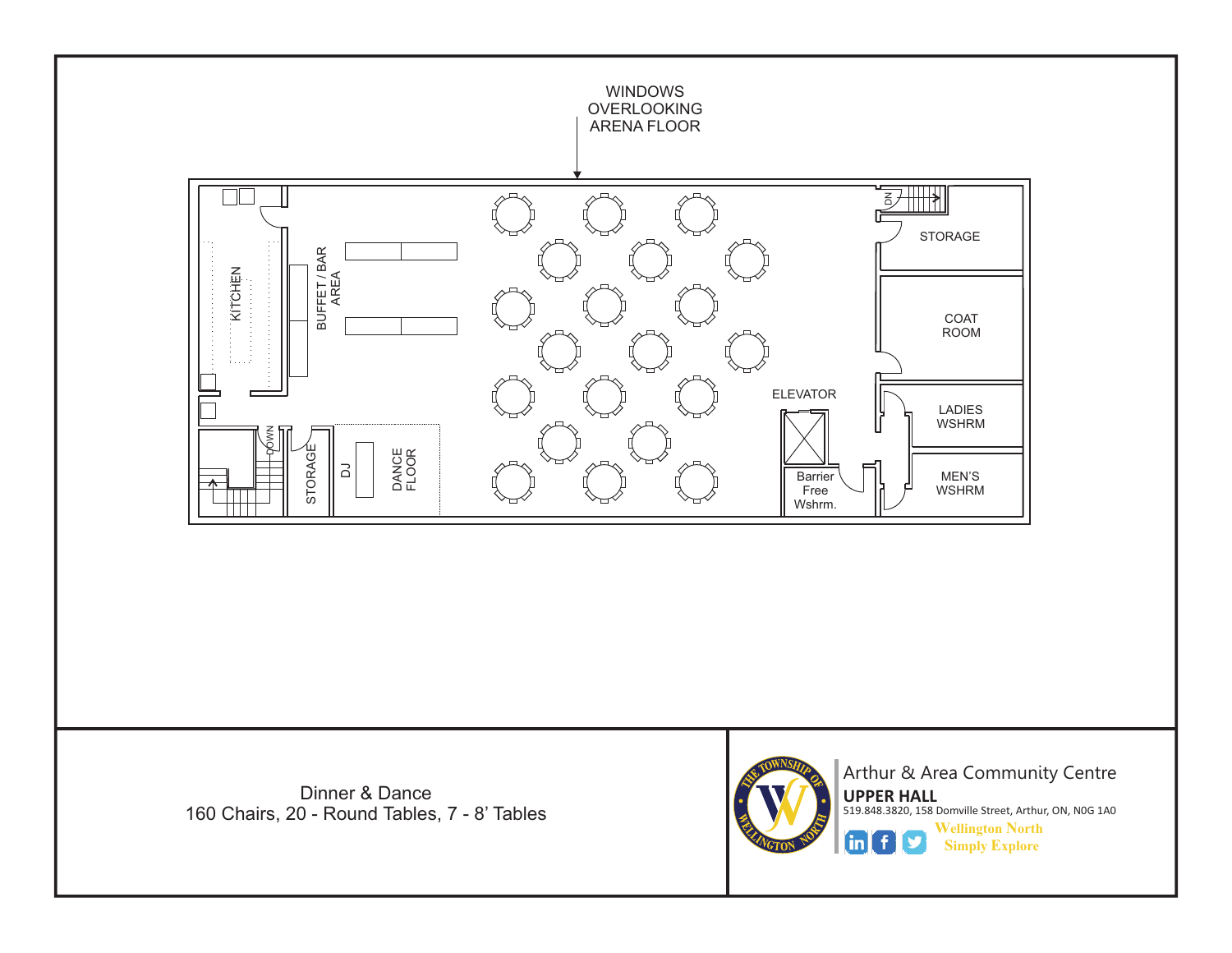WINDOWS OVERLOOKING ARENA FLOOR

KITCHEN

BUFFET / BAR AREA

DOWN

STORAGE

DJ

DANCE FLOOR

ELEVATOR

Barrier Free Wshrm.

DN

STORAGE

COAT ROOM

LADIES WSHRM

MEN'S WSHRM

Dinner & Dance
160 Chairs, 20 - Round Tables, 7 - 8' Tables

THE TOWNSHIP OF WELLINGTON NORTH

Arthur & Area Community Centre

**UPPER HALL**

519.848.3820, 158 Domville Street, Arthur, ON, N0G 1A0

Wellington North
Simply Explore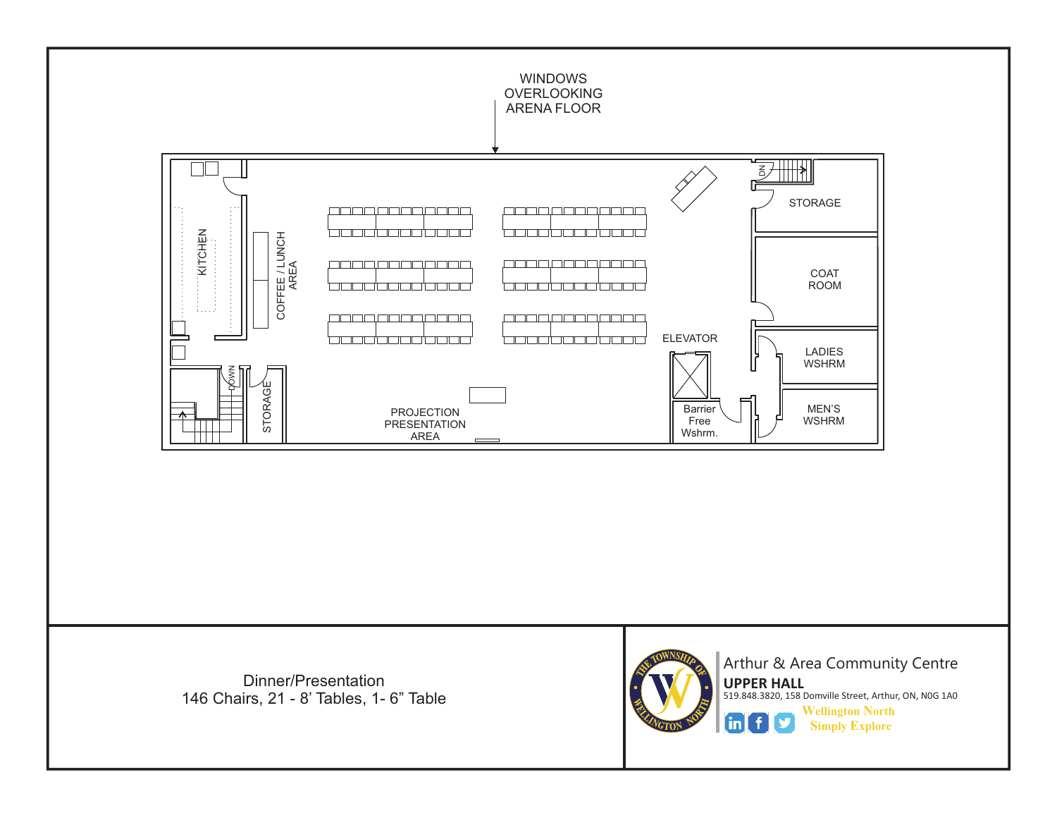WINDOWS OVERLOOKING ARENA FLOOR

KITCHEN

COFFEE / LUNCH AREA

DOWN

STORAGE

PROJECTION PRESENTATION AREA

ELEVATOR

Barrier Free Wshrm.

DN

STORAGE

COAT ROOM

LADIES WSHRM

MEN'S WSHRM

Dinner/Presentation
146 Chairs, 21 - 8' Tables, 1- 6" Table

Arthur & Area Community Centre

**UPPER HALL**

519.848.3820, 158 Domville Street, Arthur, ON, N0G 1A0

Wellington North
Simply Explore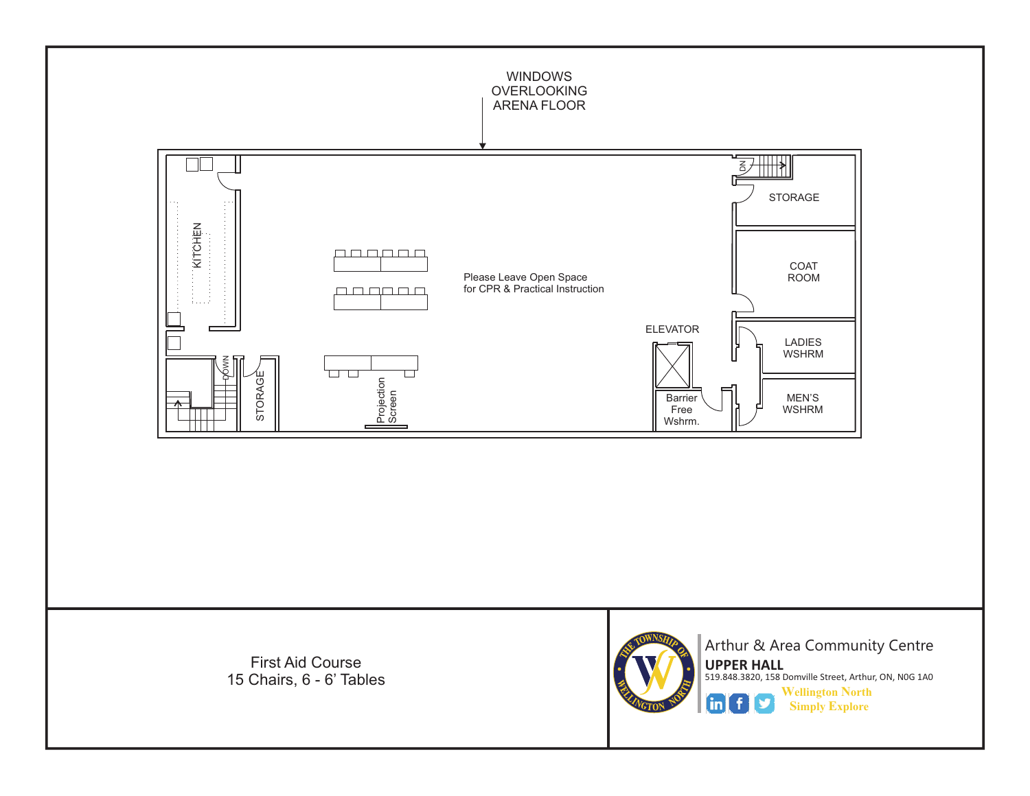WINDOWS OVERLOOKING ARENA FLOOR

KITCHEN

DOWN

STORAGE

Projection Screen

Please Leave Open Space for CPR & Practical Instruction

ELEVATOR

Barrier Free Wshrm.

DN

STORAGE

COAT ROOM

LADIES WSHRM

MEN'S WSHRM

First Aid Course
15 Chairs, 6 - 6' Tables

Arthur & Area Community Centre

**UPPER HALL**

519.848.3820, 158 Domville Street, Arthur, ON, N0G 1A0

Wellington North
Simply Explore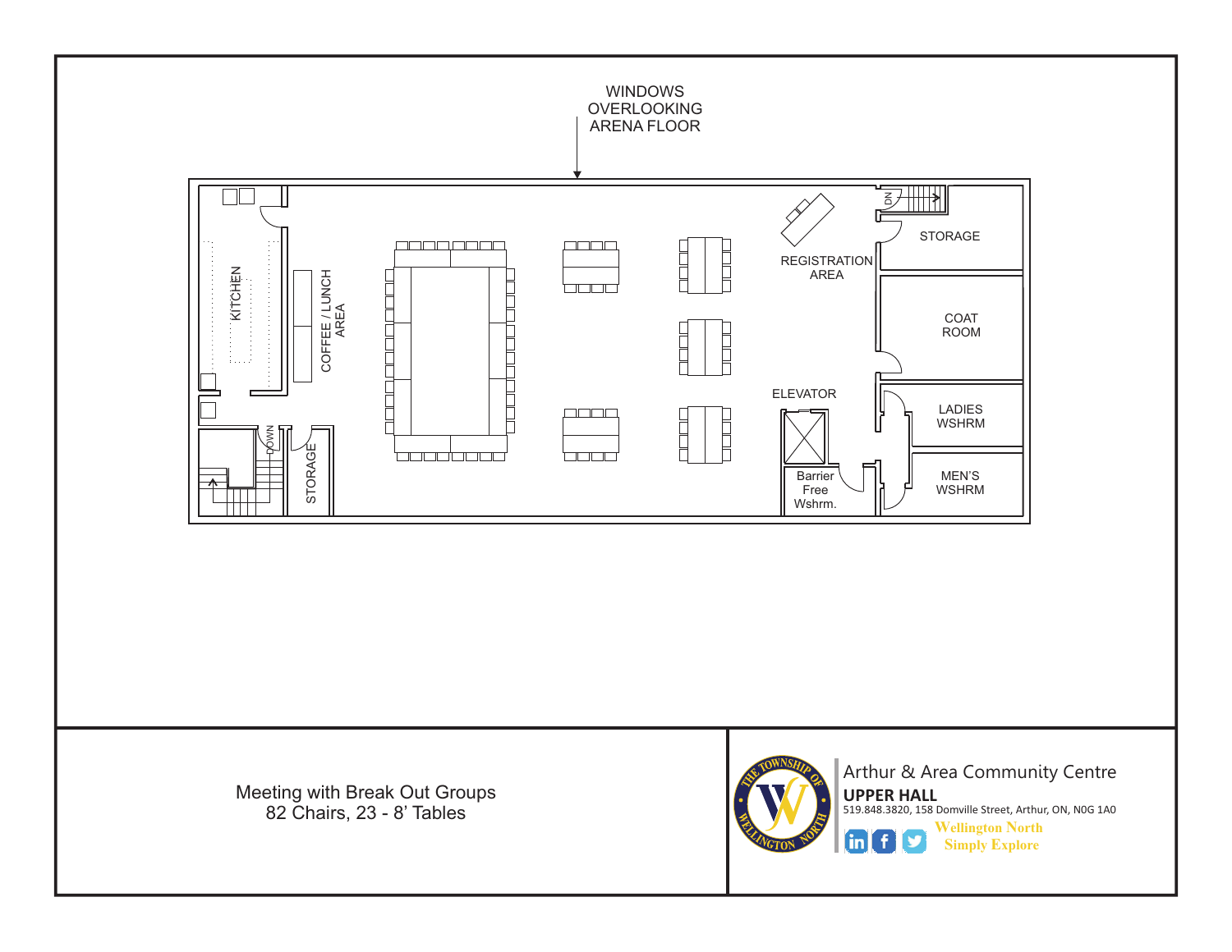WINDOWS OVERLOOKING ARENA FLOOR

KITCHEN

COFFEE / LUNCH AREA

DOWN

STORAGE

REGISTRATION AREA

DN

STORAGE

COAT ROOM

ELEVATOR

LADIES WSHRM

MEN'S WSHRM

Barrier Free Wshrm.

Meeting with Break Out Groups
82 Chairs, 23 - 8' Tables

Arthur & Area Community Centre

**UPPER HALL**

519.848.3820, 158 Domville Street, Arthur, ON, N0G 1A0

Wellington North
Simply Explore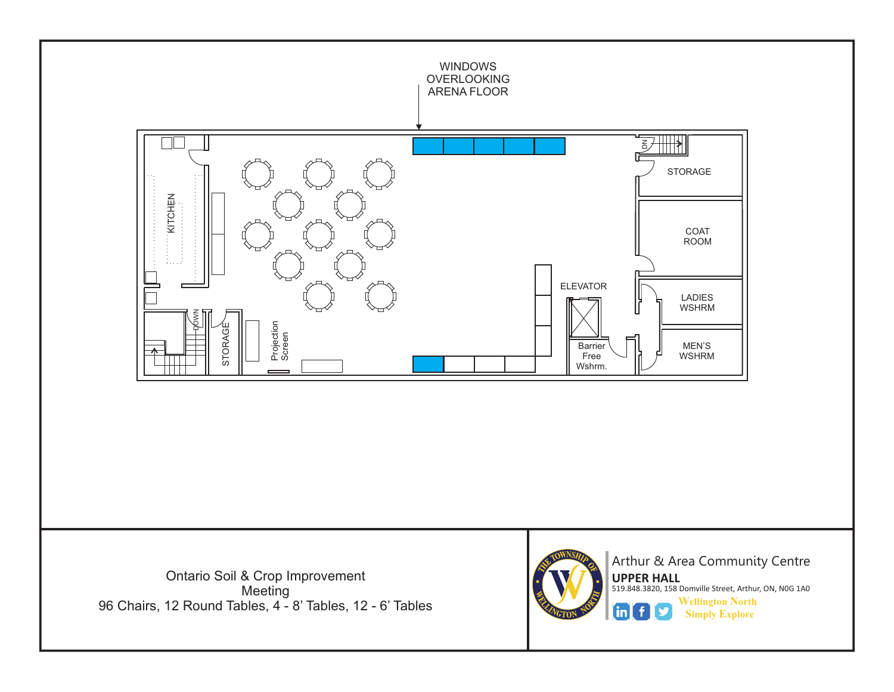WINDOWS OVERLOOKING ARENA FLOOR

KITCHEN

STORAGE

COAT ROOM

LADIES WSHRM

MEN'S WSHRM

ELEVATOR

Barrier Free Wshrm.

Projection Screen

STORAGE

DOWN

DN

Ontario Soil & Crop Improvement Meeting
96 Chairs, 12 Round Tables, 4 - 8' Tables, 12 - 6' Tables

Arthur & Area Community Centre
**UPPER HALL**
519.848.3820, 158 Domville Street, Arthur, ON, N0G 1A0

Wellington North
Simply Explore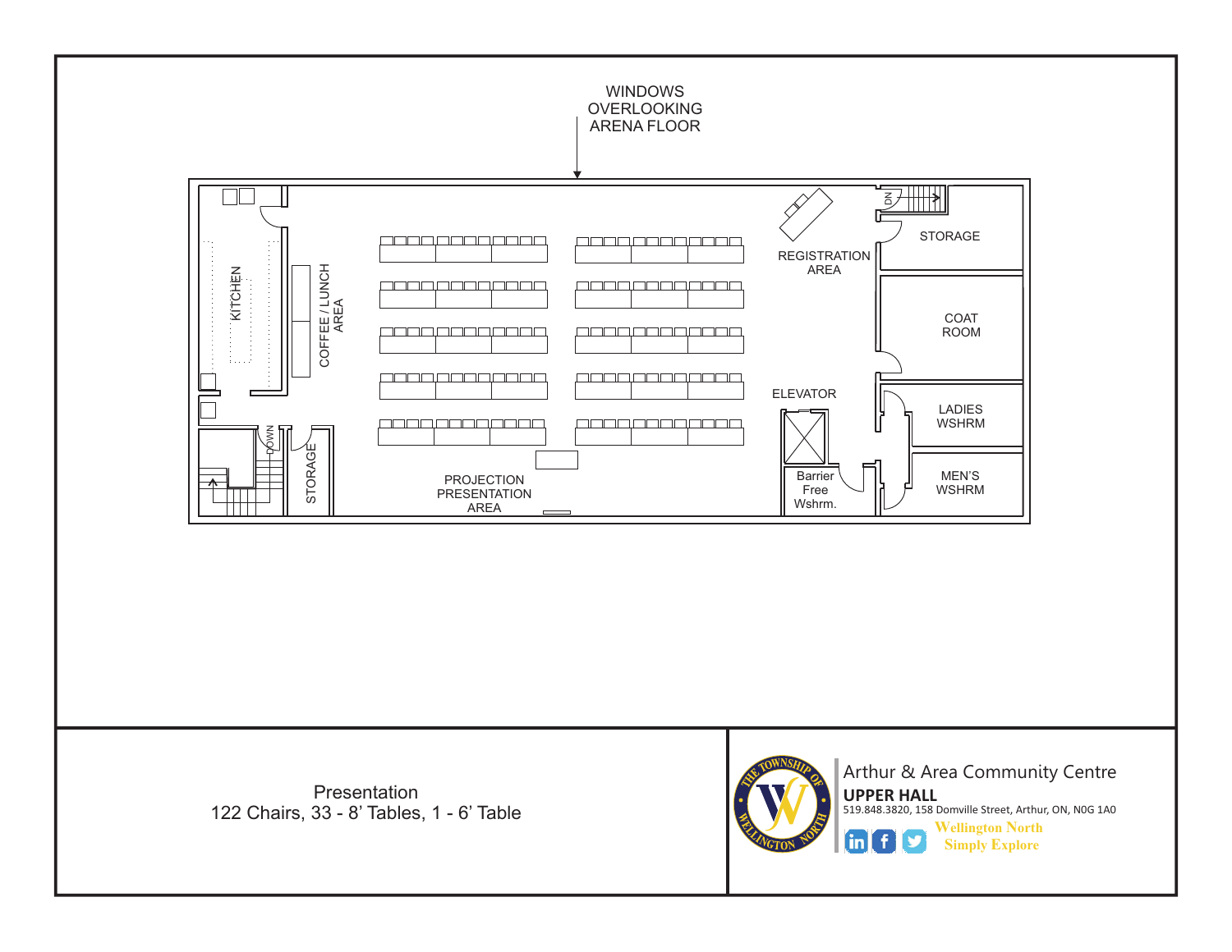WINDOWS OVERLOOKING ARENA FLOOR

KITCHEN

COFFEE / LUNCH AREA

DOWN

STORAGE

PROJECTION PRESENTATION AREA

REGISTRATION AREA

DN

STORAGE

COAT ROOM

ELEVATOR

LADIES WSHRM

Barrier Free Wshrm.

MEN'S WSHRM

Presentation
122 Chairs, 33 - 8' Tables, 1 - 6' Table

Arthur & Area Community Centre

**UPPER HALL**

519.848.3820, 158 Domville Street, Arthur, ON, N0G 1A0

Wellington North
Simply Explore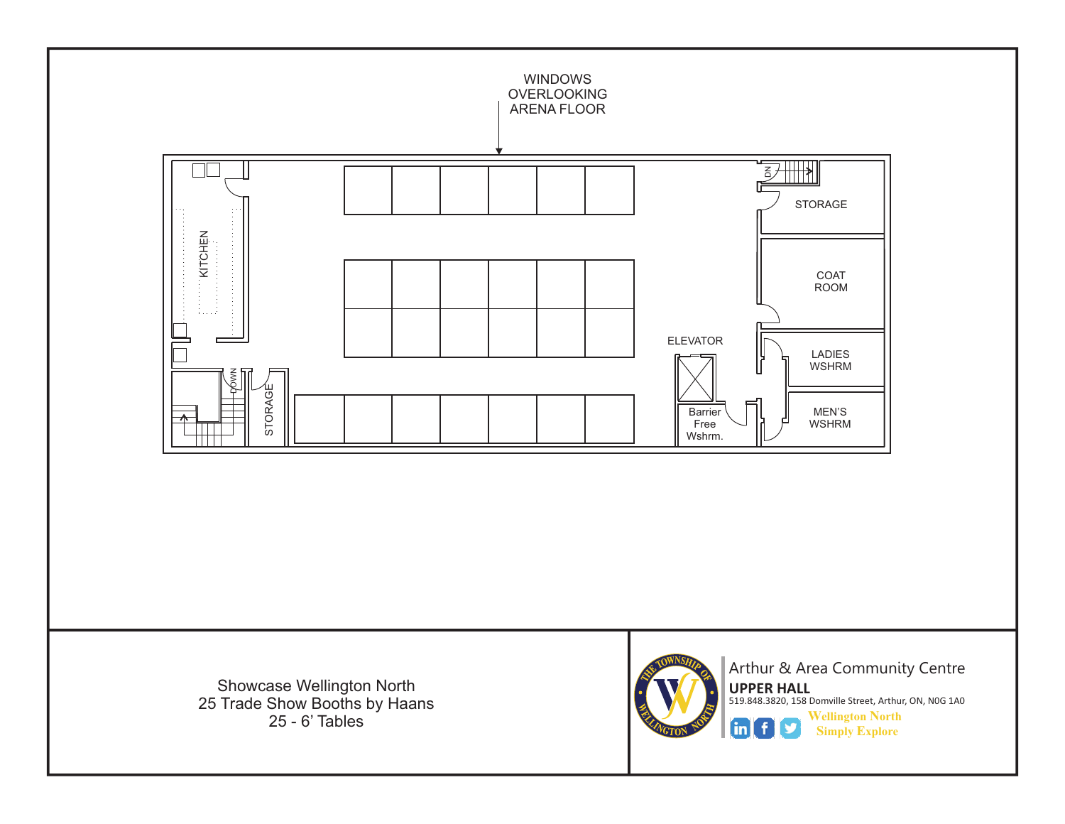WINDOWS OVERLOOKING ARENA FLOOR

KITCHEN

DOWN

STORAGE

ELEVATOR

Barrier Free Wshrm.

DN

STORAGE

COAT ROOM

LADIES WSHRM

MEN'S WSHRM

Showcase Wellington North
25 Trade Show Booths by Haans
25 - 6' Tables

Arthur & Area Community Centre

**UPPER HALL**

519.848.3820, 158 Domville Street, Arthur, ON, N0G 1A0

Wellington North
Simply Explore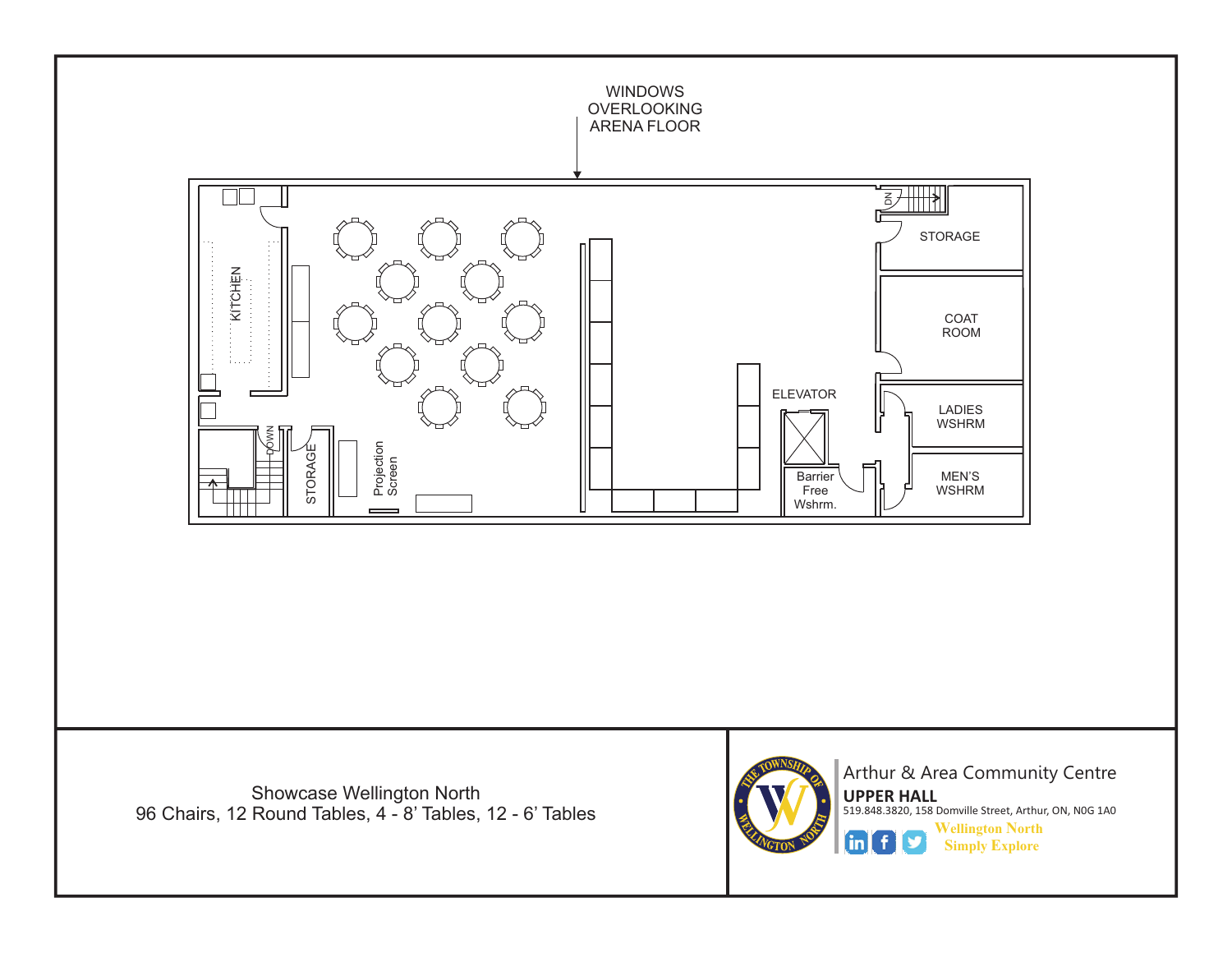WINDOWS OVERLOOKING ARENA FLOOR

KITCHEN

DOWN

STORAGE

Projection Screen

ELEVATOR

Barrier Free Wshrm.

DN

STORAGE

COAT ROOM

LADIES WSHRM

MEN'S WSHRM

Showcase Wellington North
96 Chairs, 12 Round Tables, 4 - 8' Tables, 12 - 6' Tables

Arthur & Area Community Centre

**UPPER HALL**

519.848.3820, 158 Domville Street, Arthur, ON, N0G 1A0

Wellington North
Simply Explore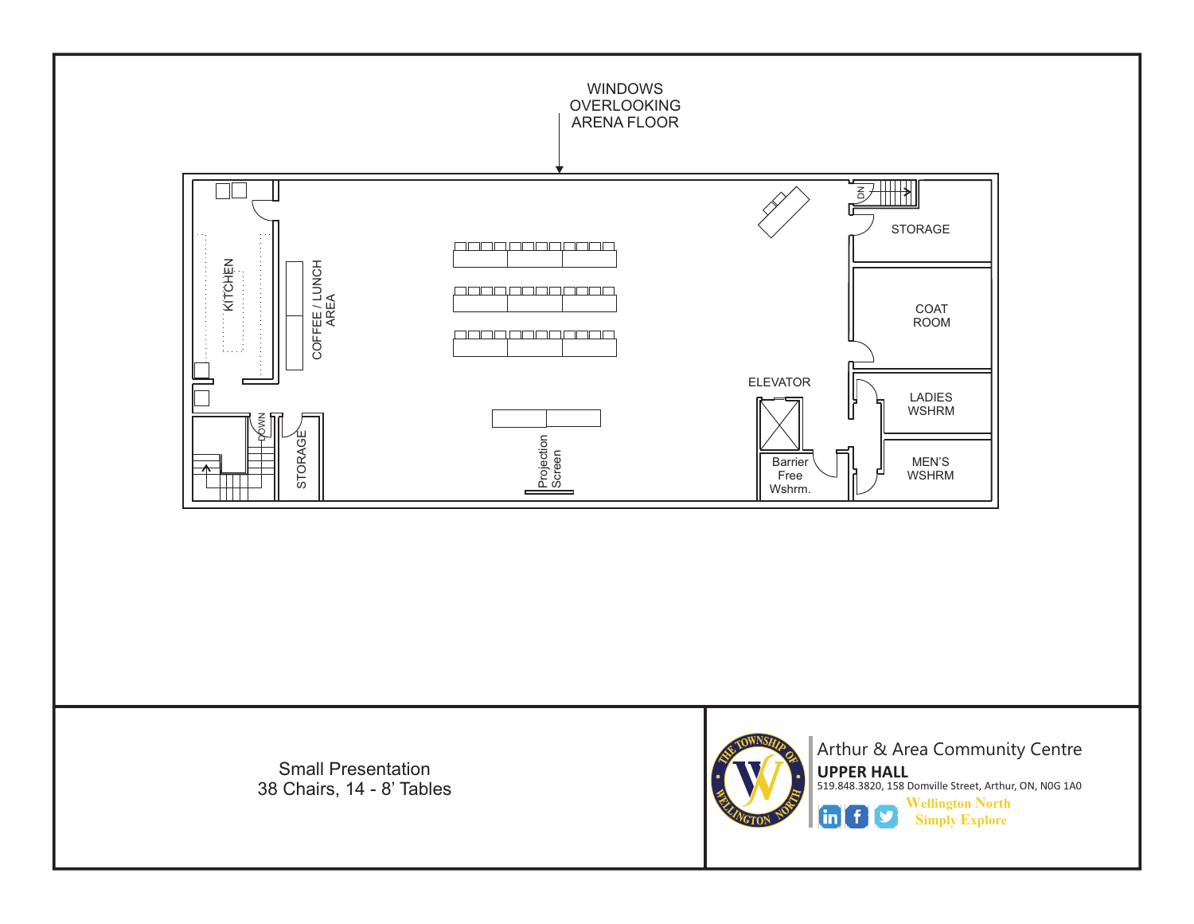WINDOWS OVERLOOKING ARENA FLOOR

KITCHEN

COFFEE / LUNCH AREA

DOWN

STORAGE

Projection Screen

ELEVATOR

Barrier Free Wshrm.

DN

STORAGE

COAT ROOM

LADIES WSHRM

MEN'S WSHRM

Small Presentation
38 Chairs, 14 - 8' Tables

Arthur & Area Community Centre

**UPPER HALL**

519.848.3820, 158 Domville Street, Arthur, ON, N0G 1A0

Wellington North
Simply Explore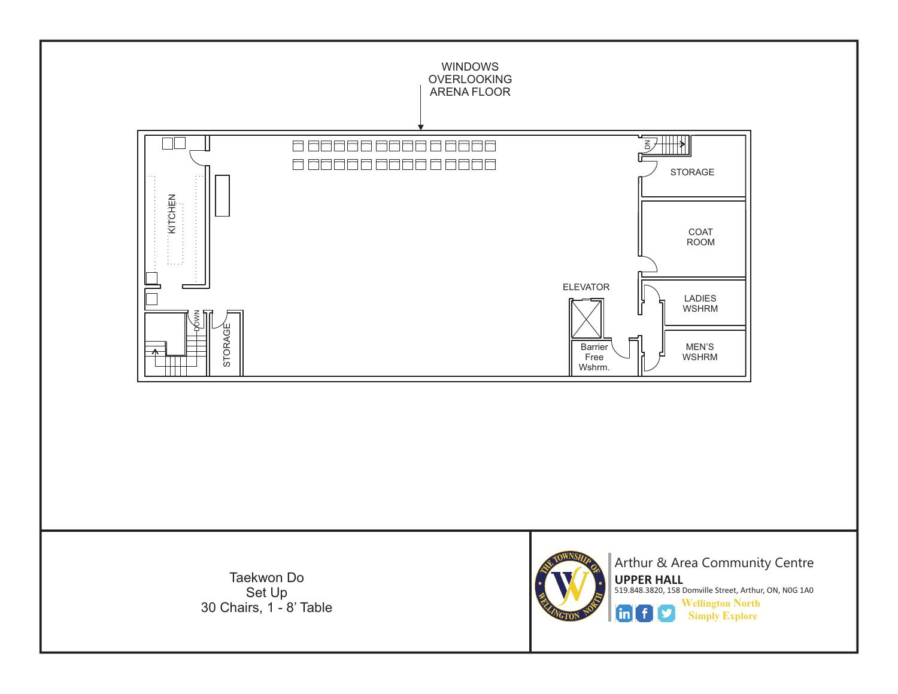WINDOWS
OVERLOOKING
ARENA FLOOR

KITCHEN

DOWN

STORAGE

DN

STORAGE

COAT
ROOM

ELEVATOR

LADIES
WSHRM

Barrier
Free
Wshrm.

MEN'S
WSHRM

Taekwon Do
Set Up
30 Chairs, 1 - 8' Table

Arthur & Area Community Centre

**UPPER HALL**

519.848.3820, 158 Domville Street, Arthur, ON, N0G 1A0

Wellington North
Simply Explore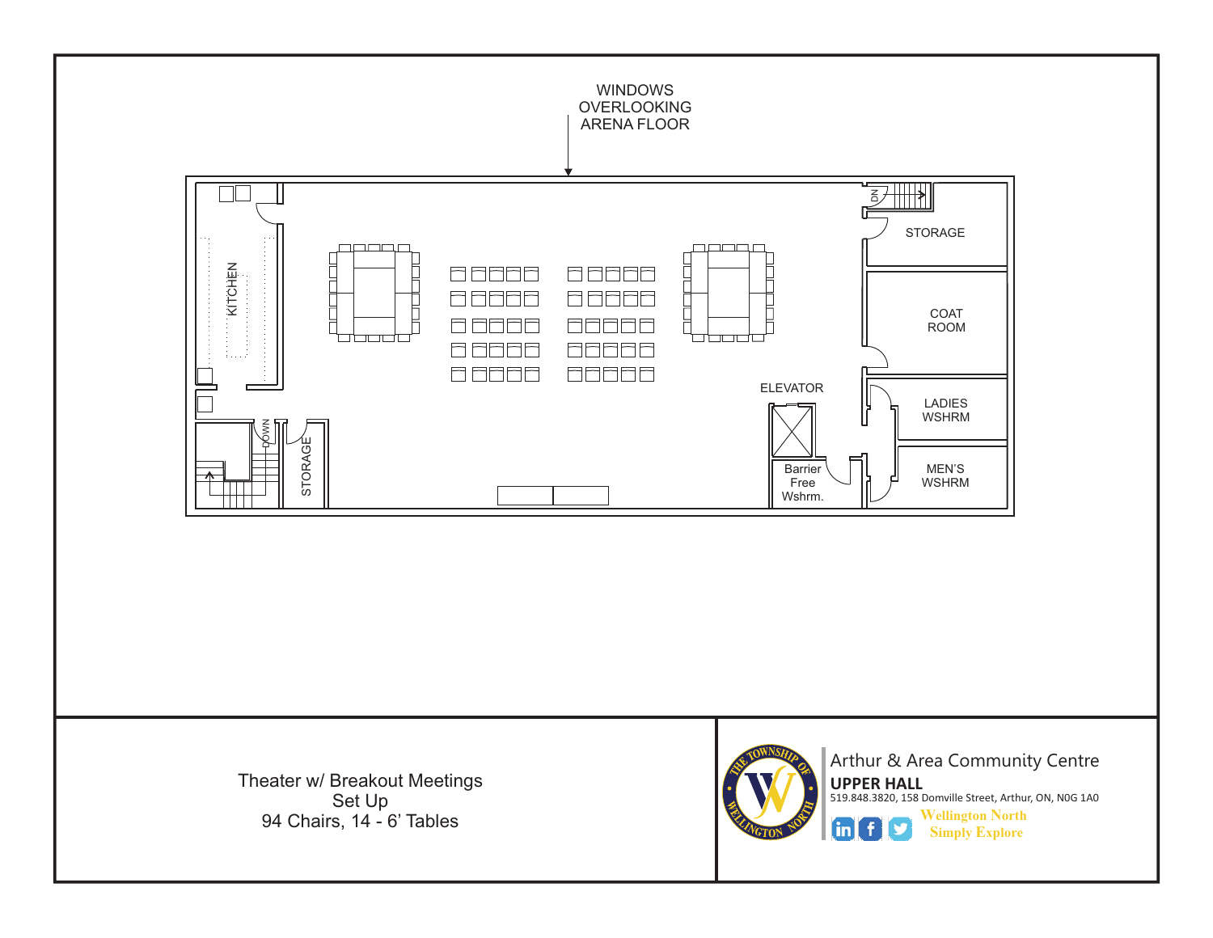WINDOWS
OVERLOOKING
ARENA FLOOR

KITCHEN

DOWN

STORAGE

DN

STORAGE

COAT
ROOM

ELEVATOR

LADIES
WSHRM

Barrier
Free
Wshrm.

MEN'S
WSHRM

Theater w/ Breakout Meetings
Set Up
94 Chairs, 14 - 6' Tables

Arthur & Area Community Centre

**UPPER HALL**

519.848.3820, 158 Domville Street, Arthur, ON, N0G 1A0

Wellington North
Simply Explore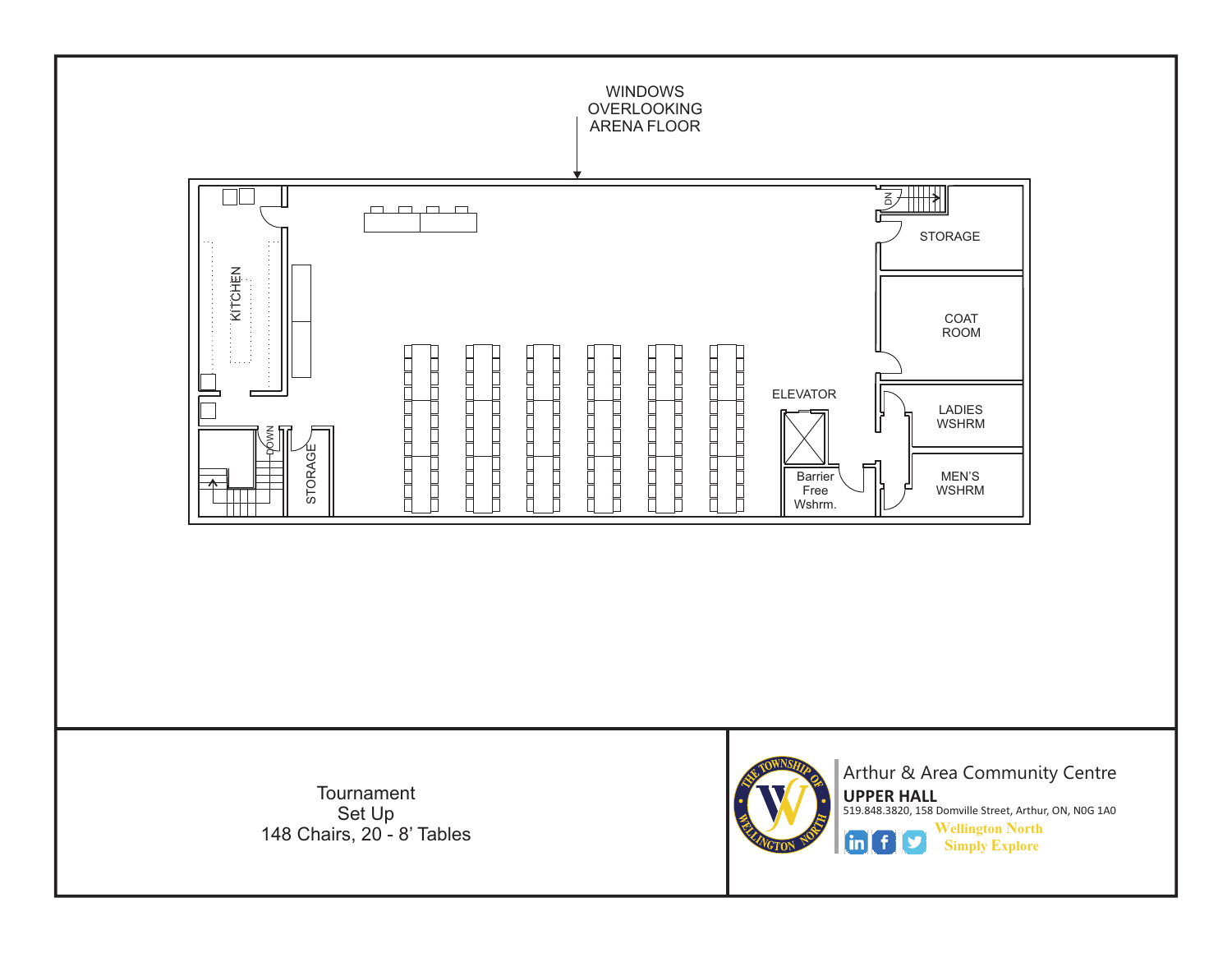WINDOWS OVERLOOKING ARENA FLOOR

KITCHEN

DOWN

STORAGE

DN

STORAGE

COAT ROOM

ELEVATOR

LADIES WSHRM

MEN'S WSHRM

Barrier Free Wshrm.

Tournament
Set Up
148 Chairs, 20 - 8' Tables

Arthur & Area Community Centre

**UPPER HALL**

519.848.3820, 158 Domville Street, Arthur, ON, N0G 1A0

Wellington North
Simply Explore